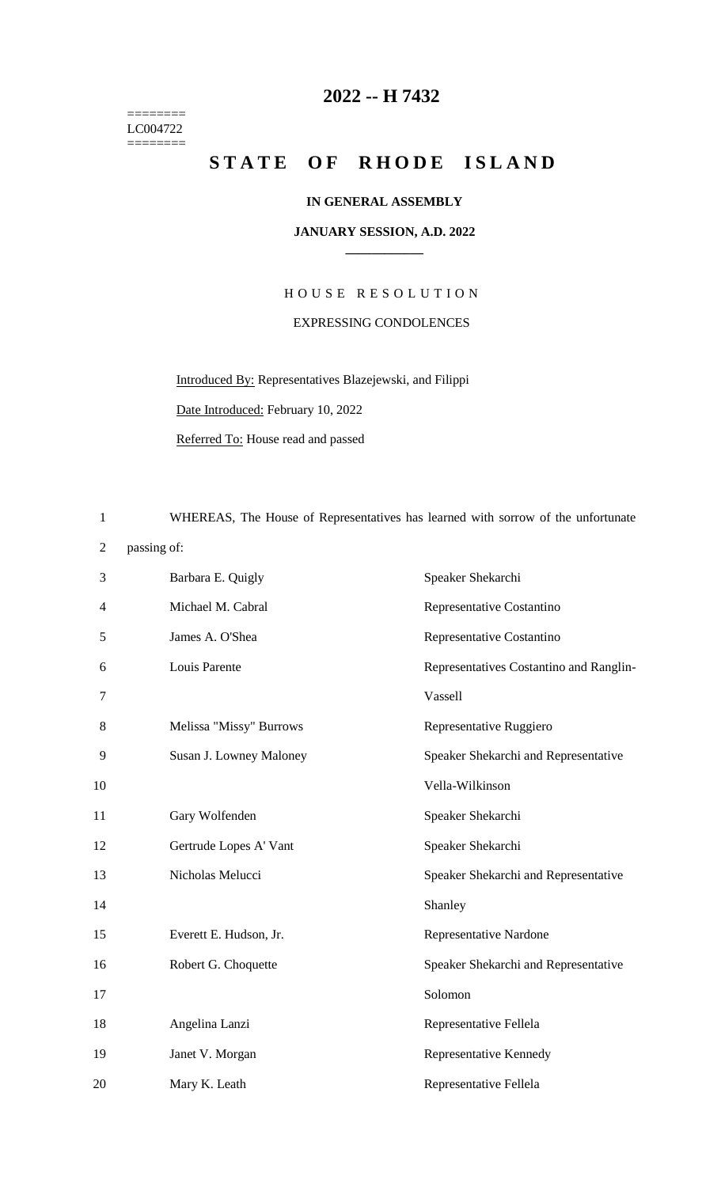# 2022 -- H 7432

========
LC004722
========

# STATE OF RHODE ISLAND

**IN GENERAL ASSEMBLY**

**JANUARY SESSION, A.D. 2022**

____________

HOUSE RESOLUTION

EXPRESSING CONDOLENCES

Introduced By: Representatives Blazejewski, and Filippi

Date Introduced: February 10, 2022

Referred To: House read and passed

WHEREAS, The House of Representatives has learned with sorrow of the unfortunate passing of:

| | |
|---|---|
| Barbara E. Quigly | Speaker Shekarchi |
| Michael M. Cabral | Representative Costantino |
| James A. O'Shea | Representative Costantino |
| Louis Parente | Representatives Costantino and Ranglin-Vassell |
| Melissa "Missy" Burrows | Representative Ruggiero |
| Susan J. Lowney Maloney | Speaker Shekarchi and Representative Vella-Wilkinson |
| Gary Wolfenden | Speaker Shekarchi |
| Gertrude Lopes A' Vant | Speaker Shekarchi |
| Nicholas Melucci | Speaker Shekarchi and Representative Shanley |
| Everett E. Hudson, Jr. | Representative Nardone |
| Robert G. Choquette | Speaker Shekarchi and Representative Solomon |
| Angelina Lanzi | Representative Fellela |
| Janet V. Morgan | Representative Kennedy |
| Mary K. Leath | Representative Fellela |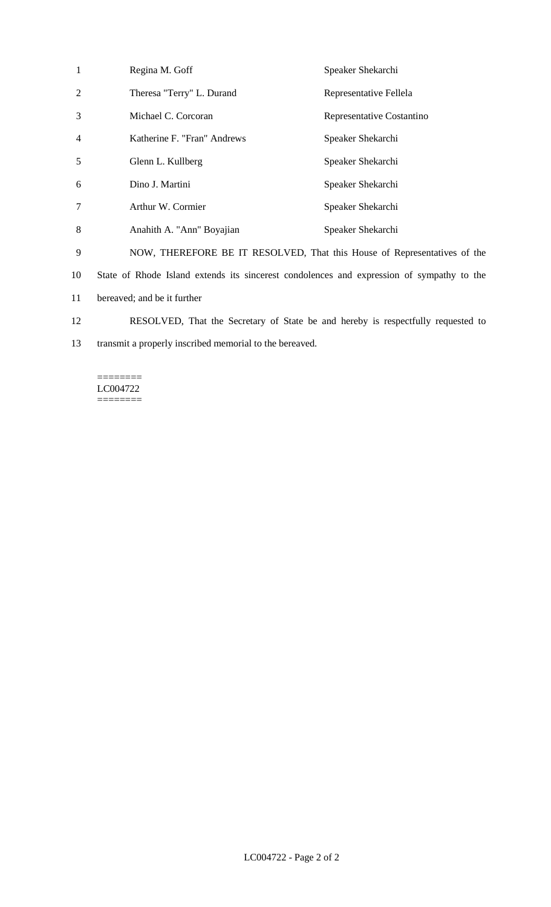| | |
|---|---|
| Regina M. Goff | Speaker Shekarchi |
| Theresa "Terry" L. Durand | Representative Fellela |
| Michael C. Corcoran | Representative Costantino |
| Katherine F. "Fran" Andrews | Speaker Shekarchi |
| Glenn L. Kullberg | Speaker Shekarchi |
| Dino J. Martini | Speaker Shekarchi |
| Arthur W. Cormier | Speaker Shekarchi |
| Anahith A. "Ann" Boyajian | Speaker Shekarchi |

NOW, THEREFORE BE IT RESOLVED, That this House of Representatives of the State of Rhode Island extends its sincerest condolences and expression of sympathy to the bereaved; and be it further

RESOLVED, That the Secretary of State be and hereby is respectfully requested to transmit a properly inscribed memorial to the bereaved.

========
LC004722
========